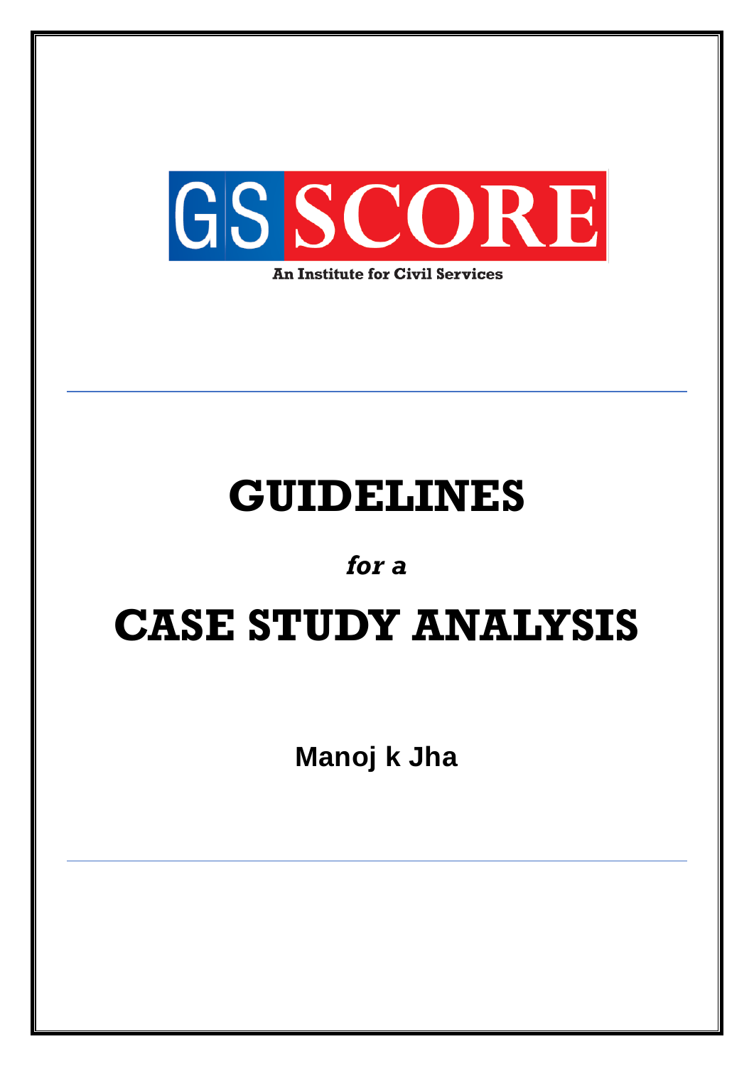GS SCORE

An Institute for Civil Services

# GUIDELINES

*for a*

# CASE STUDY ANALYSIS

**Manoj k Jha**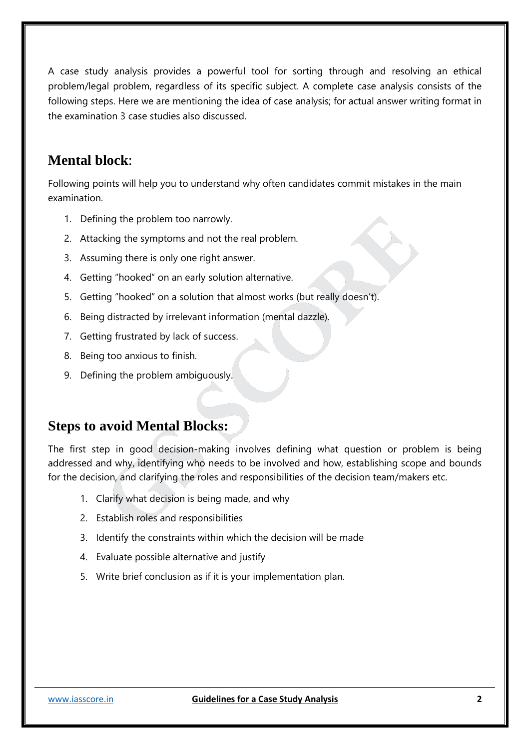A case study analysis provides a powerful tool for sorting through and resolving an ethical problem/legal problem, regardless of its specific subject. A complete case analysis consists of the following steps. Here we are mentioning the idea of case analysis; for actual answer writing format in the examination 3 case studies also discussed.

## **Mental block**:

Following points will help you to understand why often candidates commit mistakes in the main examination.

1. Defining the problem too narrowly.
2. Attacking the symptoms and not the real problem.
3. Assuming there is only one right answer.
4. Getting "hooked" on an early solution alternative.
5. Getting "hooked" on a solution that almost works (but really doesn't).
6. Being distracted by irrelevant information (mental dazzle).
7. Getting frustrated by lack of success.
8. Being too anxious to finish.
9. Defining the problem ambiguously.

## **Steps to avoid Mental Blocks:**

The first step in good decision-making involves defining what question or problem is being addressed and why, identifying who needs to be involved and how, establishing scope and bounds for the decision, and clarifying the roles and responsibilities of the decision team/makers etc.

1. Clarify what decision is being made, and why
2. Establish roles and responsibilities
3. Identify the constraints within which the decision will be made
4. Evaluate possible alternative and justify
5. Write brief conclusion as if it is your implementation plan.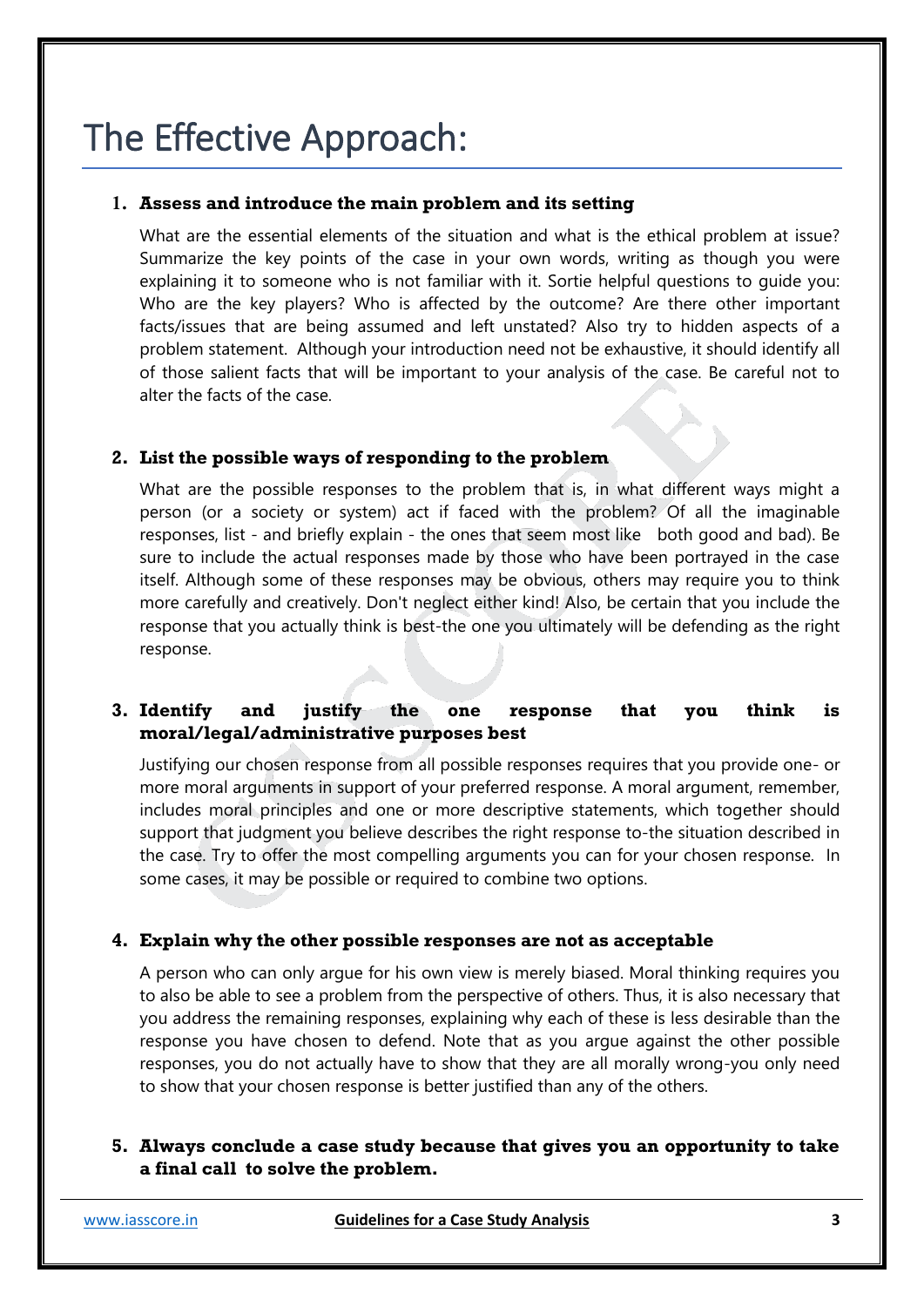# The Effective Approach:

1. **Assess and introduce the main problem and its setting**

   What are the essential elements of the situation and what is the ethical problem at issue? Summarize the key points of the case in your own words, writing as though you were explaining it to someone who is not familiar with it. Sortie helpful questions to guide you: Who are the key players? Who is affected by the outcome? Are there other important facts/issues that are being assumed and left unstated? Also try to hidden aspects of a problem statement. Although your introduction need not be exhaustive, it should identify all of those salient facts that will be important to your analysis of the case. Be careful not to alter the facts of the case.

2. **List the possible ways of responding to the problem**

   What are the possible responses to the problem that is, in what different ways might a person (or a society or system) act if faced with the problem? Of all the imaginable responses, list - and briefly explain - the ones that seem most like both good and bad). Be sure to include the actual responses made by those who have been portrayed in the case itself. Although some of these responses may be obvious, others may require you to think more carefully and creatively. Don't neglect either kind! Also, be certain that you include the response that you actually think is best-the one you ultimately will be defending as the right response.

3. **Identify and justify the one response that you think is moral/legal/administrative purposes best**

   Justifying our chosen response from all possible responses requires that you provide one- or more moral arguments in support of your preferred response. A moral argument, remember, includes moral principles and one or more descriptive statements, which together should support that judgment you believe describes the right response to-the situation described in the case. Try to offer the most compelling arguments you can for your chosen response. In some cases, it may be possible or required to combine two options.

4. **Explain why the other possible responses are not as acceptable**

   A person who can only argue for his own view is merely biased. Moral thinking requires you to also be able to see a problem from the perspective of others. Thus, it is also necessary that you address the remaining responses, explaining why each of these is less desirable than the response you have chosen to defend. Note that as you argue against the other possible responses, you do not actually have to show that they are all morally wrong-you only need to show that your chosen response is better justified than any of the others.

5. **Always conclude a case study because that gives you an opportunity to take a final call to solve the problem.**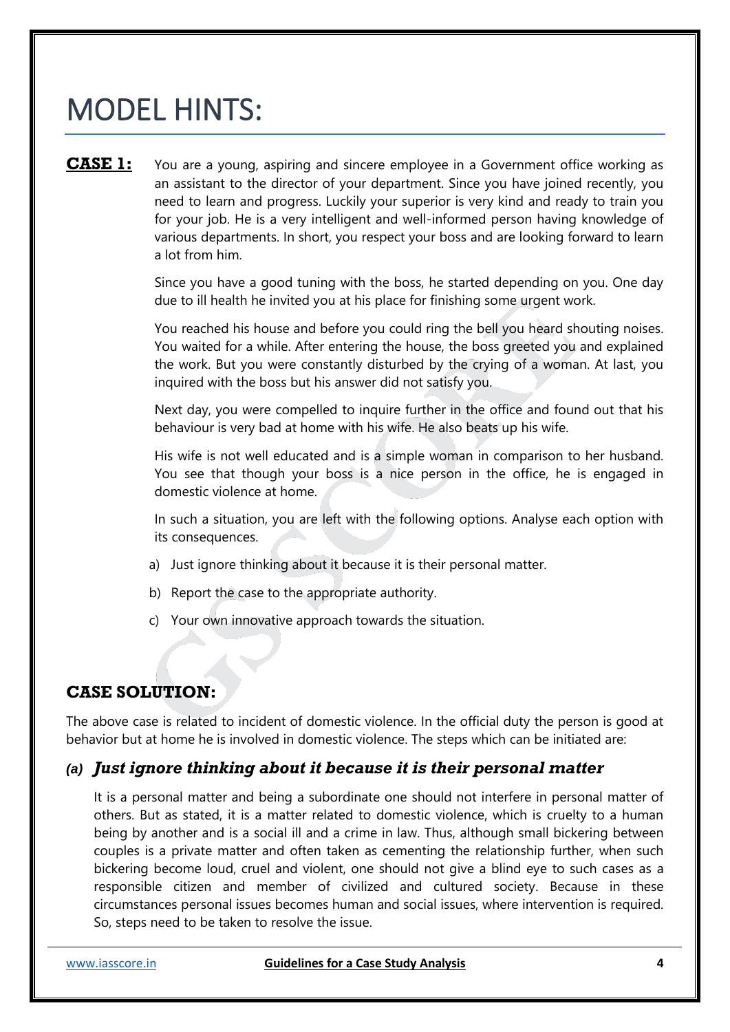# MODEL HINTS:

**CASE 1:** You are a young, aspiring and sincere employee in a Government office working as an assistant to the director of your department. Since you have joined recently, you need to learn and progress. Luckily your superior is very kind and ready to train you for your job. He is a very intelligent and well-informed person having knowledge of various departments. In short, you respect your boss and are looking forward to learn a lot from him.

Since you have a good tuning with the boss, he started depending on you. One day due to ill health he invited you at his place for finishing some urgent work.

You reached his house and before you could ring the bell you heard shouting noises. You waited for a while. After entering the house, the boss greeted you and explained the work. But you were constantly disturbed by the crying of a woman. At last, you inquired with the boss but his answer did not satisfy you.

Next day, you were compelled to inquire further in the office and found out that his behaviour is very bad at home with his wife. He also beats up his wife.

His wife is not well educated and is a simple woman in comparison to her husband. You see that though your boss is a nice person in the office, he is engaged in domestic violence at home.

In such a situation, you are left with the following options. Analyse each option with its consequences.

a) Just ignore thinking about it because it is their personal matter.

b) Report the case to the appropriate authority.

c) Your own innovative approach towards the situation.

## CASE SOLUTION:

The above case is related to incident of domestic violence. In the official duty the person is good at behavior but at home he is involved in domestic violence. The steps which can be initiated are:

### *(a) Just ignore thinking about it because it is their personal matter*

It is a personal matter and being a subordinate one should not interfere in personal matter of others. But as stated, it is a matter related to domestic violence, which is cruelty to a human being by another and is a social ill and a crime in law. Thus, although small bickering between couples is a private matter and often taken as cementing the relationship further, when such bickering become loud, cruel and violent, one should not give a blind eye to such cases as a responsible citizen and member of civilized and cultured society. Because in these circumstances personal issues becomes human and social issues, where intervention is required. So, steps need to be taken to resolve the issue.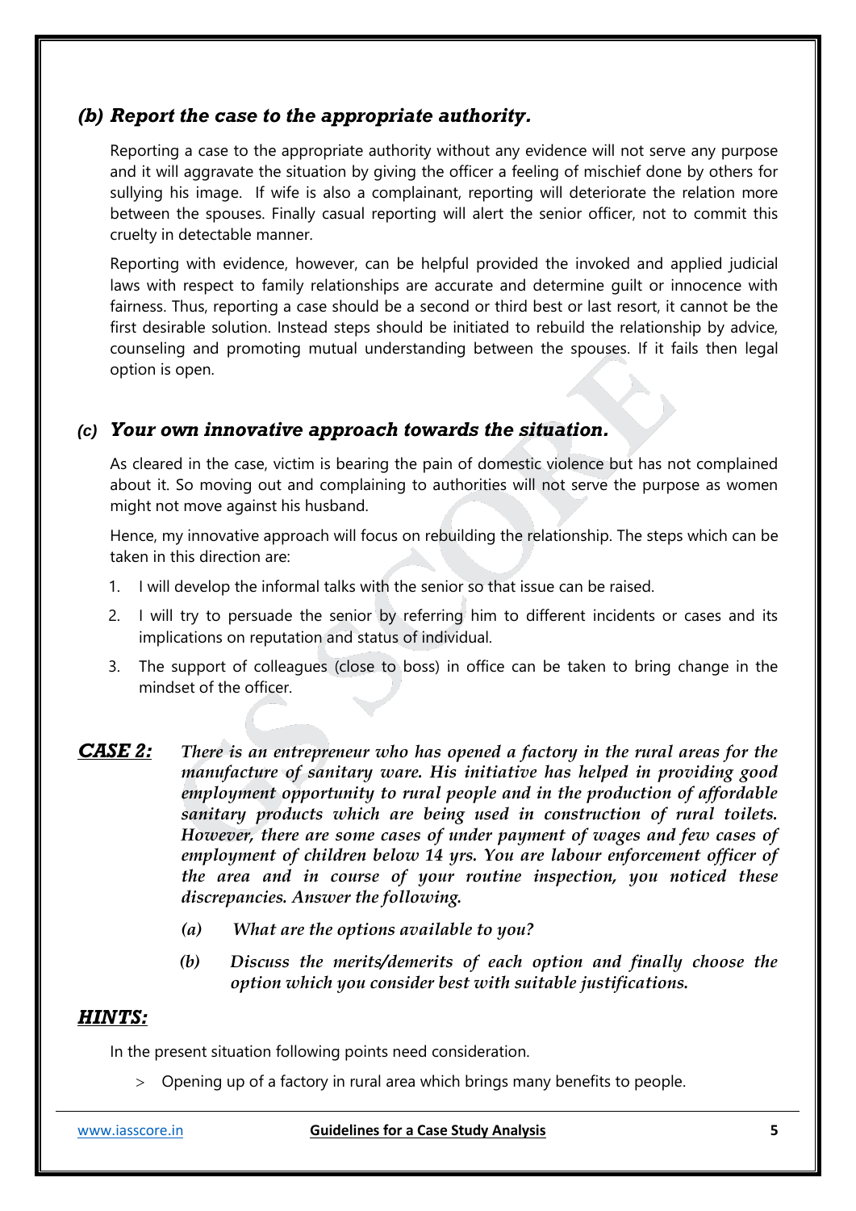### *(b) Report the case to the appropriate authority.*

Reporting a case to the appropriate authority without any evidence will not serve any purpose and it will aggravate the situation by giving the officer a feeling of mischief done by others for sullying his image. If wife is also a complainant, reporting will deteriorate the relation more between the spouses. Finally casual reporting will alert the senior officer, not to commit this cruelty in detectable manner.

Reporting with evidence, however, can be helpful provided the invoked and applied judicial laws with respect to family relationships are accurate and determine guilt or innocence with fairness. Thus, reporting a case should be a second or third best or last resort, it cannot be the first desirable solution. Instead steps should be initiated to rebuild the relationship by advice, counseling and promoting mutual understanding between the spouses. If it fails then legal option is open.

### *(c) Your own innovative approach towards the situation.*

As cleared in the case, victim is bearing the pain of domestic violence but has not complained about it. So moving out and complaining to authorities will not serve the purpose as women might not move against his husband.

Hence, my innovative approach will focus on rebuilding the relationship. The steps which can be taken in this direction are:

1. I will develop the informal talks with the senior so that issue can be raised.
2. I will try to persuade the senior by referring him to different incidents or cases and its implications on reputation and status of individual.
3. The support of colleagues (close to boss) in office can be taken to bring change in the mindset of the officer.

***CASE 2:*** ***There is an entrepreneur who has opened a factory in the rural areas for the manufacture of sanitary ware. His initiative has helped in providing good employment opportunity to rural people and in the production of affordable sanitary products which are being used in construction of rural toilets. However, there are some cases of under payment of wages and few cases of employment of children below 14 yrs. You are labour enforcement officer of the area and in course of your routine inspection, you noticed these discrepancies. Answer the following.***

- ***(a) What are the options available to you?***
- ***(b) Discuss the merits/demerits of each option and finally choose the option which you consider best with suitable justifications.***

## ***HINTS:***

In the present situation following points need consideration.

- Opening up of a factory in rural area which brings many benefits to people.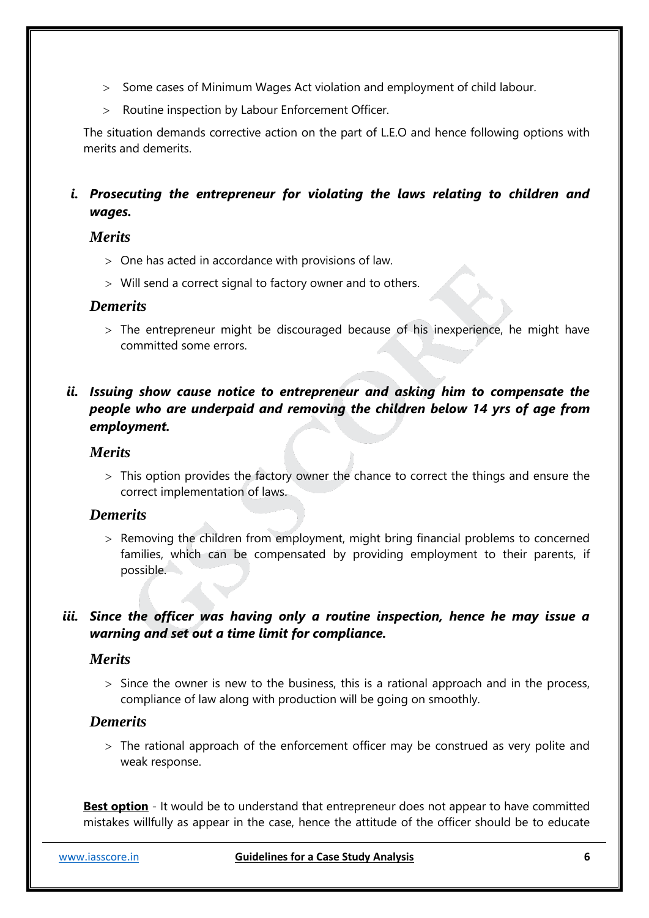- Some cases of Minimum Wages Act violation and employment of child labour.
- Routine inspection by Labour Enforcement Officer.

The situation demands corrective action on the part of L.E.O and hence following options with merits and demerits.

### *i. Prosecuting the entrepreneur for violating the laws relating to children and wages.*

#### *Merits*

- One has acted in accordance with provisions of law.
- Will send a correct signal to factory owner and to others.

#### *Demerits*

- The entrepreneur might be discouraged because of his inexperience, he might have committed some errors.

### *ii. Issuing show cause notice to entrepreneur and asking him to compensate the people who are underpaid and removing the children below 14 yrs of age from employment.*

#### *Merits*

- This option provides the factory owner the chance to correct the things and ensure the correct implementation of laws.

#### *Demerits*

- Removing the children from employment, might bring financial problems to concerned families, which can be compensated by providing employment to their parents, if possible.

### *iii. Since the officer was having only a routine inspection, hence he may issue a warning and set out a time limit for compliance.*

#### *Merits*

- Since the owner is new to the business, this is a rational approach and in the process, compliance of law along with production will be going on smoothly.

#### *Demerits*

- The rational approach of the enforcement officer may be construed as very polite and weak response.

**Best option** - It would be to understand that entrepreneur does not appear to have committed mistakes willfully as appear in the case, hence the attitude of the officer should be to educate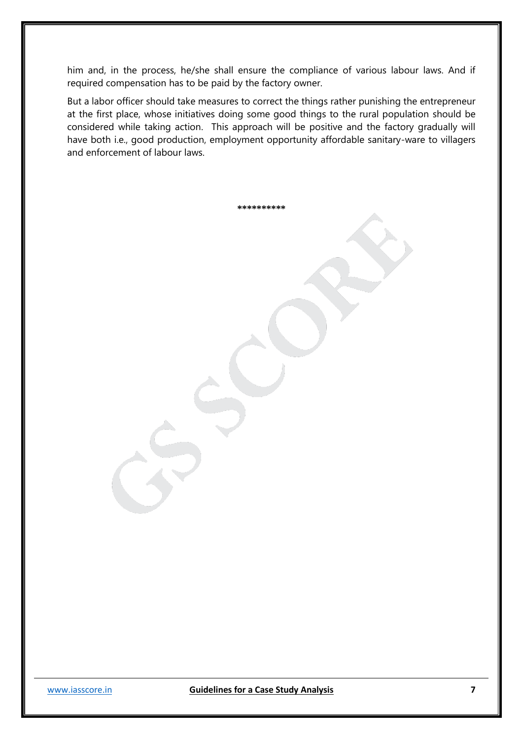him and, in the process, he/she shall ensure the compliance of various labour laws. And if required compensation has to be paid by the factory owner.

But a labor officer should take measures to correct the things rather punishing the entrepreneur at the first place, whose initiatives doing some good things to the rural population should be considered while taking action. This approach will be positive and the factory gradually will have both i.e., good production, employment opportunity affordable sanitary-ware to villagers and enforcement of labour laws.

**********